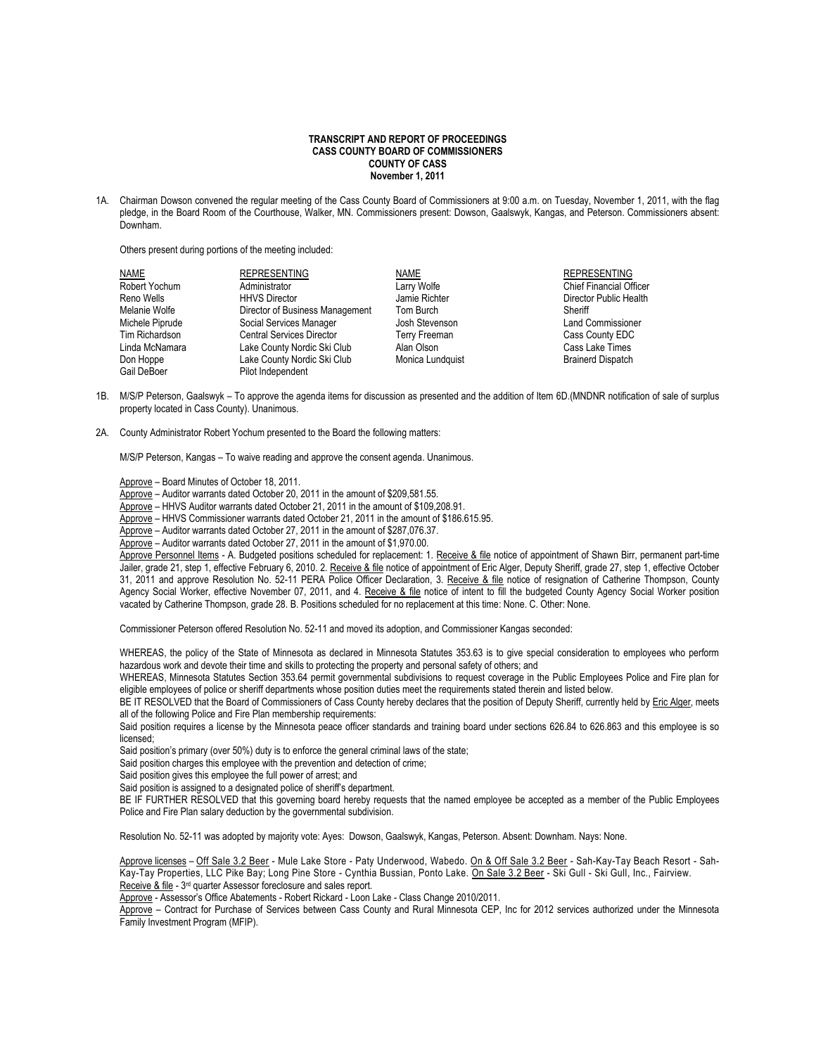**TRANSCRIPT AND REPORT OF PROCEEDINGS**
**CASS COUNTY BOARD OF COMMISSIONERS**
**COUNTY OF CASS**
**November 1, 2011**

1A. Chairman Dowson convened the regular meeting of the Cass County Board of Commissioners at 9:00 a.m. on Tuesday, November 1, 2011, with the flag pledge, in the Board Room of the Courthouse, Walker, MN. Commissioners present: Dowson, Gaalswyk, Kangas, and Peterson. Commissioners absent: Downham.

Others present during portions of the meeting included:

| NAME | REPRESENTING | NAME | REPRESENTING |
|---|---|---|---|
| Robert Yochum | Administrator | Larry Wolfe | Chief Financial Officer |
| Reno Wells | HHVS Director | Jamie Richter | Director Public Health |
| Melanie Wolfe | Director of Business Management | Tom Burch | Sheriff |
| Michele Piprude | Social Services Manager | Josh Stevenson | Land Commissioner |
| Tim Richardson | Central Services Director | Terry Freeman | Cass County EDC |
| Linda McNamara | Lake County Nordic Ski Club | Alan Olson | Cass Lake Times |
| Don Hoppe | Lake County Nordic Ski Club | Monica Lundquist | Brainerd Dispatch |
| Gail DeBoer | Pilot Independent | | |

1B. M/S/P Peterson, Gaalswyk – To approve the agenda items for discussion as presented and the addition of Item 6D.(MNDNR notification of sale of surplus property located in Cass County). Unanimous.

2A. County Administrator Robert Yochum presented to the Board the following matters:

M/S/P Peterson, Kangas – To waive reading and approve the consent agenda. Unanimous.

Approve – Board Minutes of October 18, 2011.
Approve – Auditor warrants dated October 20, 2011 in the amount of $209,581.55.
Approve – HHVS Auditor warrants dated October 21, 2011 in the amount of $109,208.91.
Approve – HHVS Commissioner warrants dated October 21, 2011 in the amount of $186.615.95.
Approve – Auditor warrants dated October 27, 2011 in the amount of $287,076.37.
Approve – Auditor warrants dated October 27, 2011 in the amount of $1,970.00.
Approve Personnel Items - A. Budgeted positions scheduled for replacement: 1. Receive & file notice of appointment of Shawn Birr, permanent part-time Jailer, grade 21, step 1, effective February 6, 2010. 2. Receive & file notice of appointment of Eric Alger, Deputy Sheriff, grade 27, step 1, effective October 31, 2011 and approve Resolution No. 52-11 PERA Police Officer Declaration, 3. Receive & file notice of resignation of Catherine Thompson, County Agency Social Worker, effective November 07, 2011, and 4. Receive & file notice of intent to fill the budgeted County Agency Social Worker position vacated by Catherine Thompson, grade 28. B. Positions scheduled for no replacement at this time: None. C. Other: None.

Commissioner Peterson offered Resolution No. 52-11 and moved its adoption, and Commissioner Kangas seconded:

WHEREAS, the policy of the State of Minnesota as declared in Minnesota Statutes 353.63 is to give special consideration to employees who perform hazardous work and devote their time and skills to protecting the property and personal safety of others; and
WHEREAS, Minnesota Statutes Section 353.64 permit governmental subdivisions to request coverage in the Public Employees Police and Fire plan for eligible employees of police or sheriff departments whose position duties meet the requirements stated therein and listed below.
BE IT RESOLVED that the Board of Commissioners of Cass County hereby declares that the position of Deputy Sheriff, currently held by Eric Alger, meets all of the following Police and Fire Plan membership requirements:
Said position requires a license by the Minnesota peace officer standards and training board under sections 626.84 to 626.863 and this employee is so licensed;
Said position's primary (over 50%) duty is to enforce the general criminal laws of the state;
Said position charges this employee with the prevention and detection of crime;
Said position gives this employee the full power of arrest; and
Said position is assigned to a designated police of sheriff's department.
BE IF FURTHER RESOLVED that this governing board hereby requests that the named employee be accepted as a member of the Public Employees Police and Fire Plan salary deduction by the governmental subdivision.

Resolution No. 52-11 was adopted by majority vote: Ayes: Dowson, Gaalswyk, Kangas, Peterson. Absent: Downham. Nays: None.

Approve licenses – Off Sale 3.2 Beer - Mule Lake Store - Paty Underwood, Wabedo. On & Off Sale 3.2 Beer - Sah-Kay-Tay Beach Resort - Sah-Kay-Tay Properties, LLC Pike Bay; Long Pine Store - Cynthia Bussian, Ponto Lake. On Sale 3.2 Beer - Ski Gull - Ski Gull, Inc., Fairview.
Receive & file - 3rd quarter Assessor foreclosure and sales report.
Approve - Assessor's Office Abatements - Robert Rickard - Loon Lake - Class Change 2010/2011.
Approve – Contract for Purchase of Services between Cass County and Rural Minnesota CEP, Inc for 2012 services authorized under the Minnesota Family Investment Program (MFIP).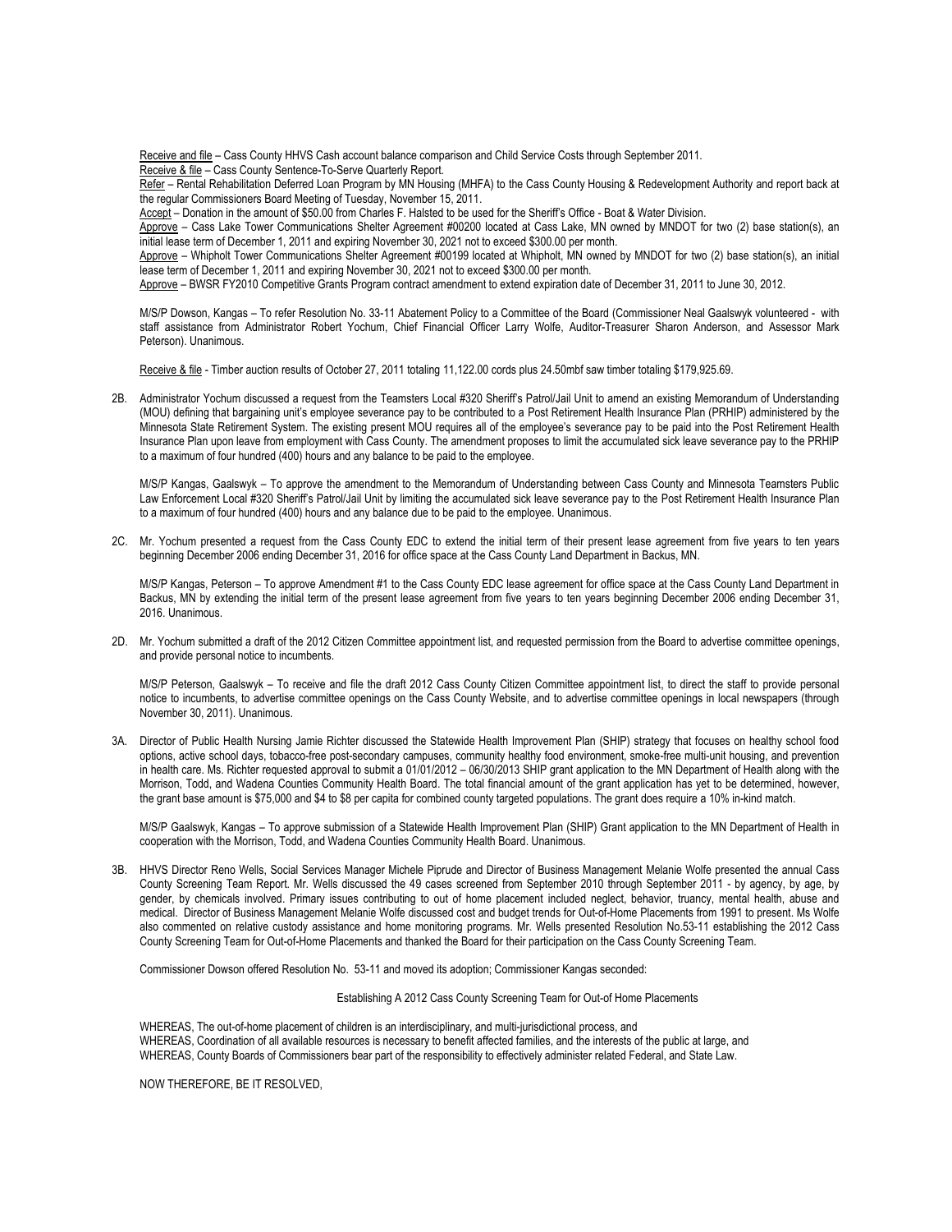<u>Receive and file</u> – Cass County HHVS Cash account balance comparison and Child Service Costs through September 2011.

<u>Receive & file</u> – Cass County Sentence-To-Serve Quarterly Report.

<u>Refer</u> – Rental Rehabilitation Deferred Loan Program by MN Housing (MHFA) to the Cass County Housing & Redevelopment Authority and report back at the regular Commissioners Board Meeting of Tuesday, November 15, 2011.

<u>Accept</u> – Donation in the amount of $50.00 from Charles F. Halsted to be used for the Sheriff's Office - Boat & Water Division.

<u>Approve</u> – Cass Lake Tower Communications Shelter Agreement #00200 located at Cass Lake, MN owned by MNDOT for two (2) base station(s), an initial lease term of December 1, 2011 and expiring November 30, 2021 not to exceed $300.00 per month.

<u>Approve</u> – Whipholt Tower Communications Shelter Agreement #00199 located at Whipholt, MN owned by MNDOT for two (2) base station(s), an initial lease term of December 1, 2011 and expiring November 30, 2021 not to exceed $300.00 per month.

<u>Approve</u> – BWSR FY2010 Competitive Grants Program contract amendment to extend expiration date of December 31, 2011 to June 30, 2012.

M/S/P Dowson, Kangas – To refer Resolution No. 33-11 Abatement Policy to a Committee of the Board (Commissioner Neal Gaalswyk volunteered - with staff assistance from Administrator Robert Yochum, Chief Financial Officer Larry Wolfe, Auditor-Treasurer Sharon Anderson, and Assessor Mark Peterson). Unanimous.

<u>Receive & file</u> - Timber auction results of October 27, 2011 totaling 11,122.00 cords plus 24.50mbf saw timber totaling $179,925.69.

2B. Administrator Yochum discussed a request from the Teamsters Local #320 Sheriff's Patrol/Jail Unit to amend an existing Memorandum of Understanding (MOU) defining that bargaining unit's employee severance pay to be contributed to a Post Retirement Health Insurance Plan (PRHIP) administered by the Minnesota State Retirement System. The existing present MOU requires all of the employee's severance pay to be paid into the Post Retirement Health Insurance Plan upon leave from employment with Cass County. The amendment proposes to limit the accumulated sick leave severance pay to the PRHIP to a maximum of four hundred (400) hours and any balance to be paid to the employee.

M/S/P Kangas, Gaalswyk – To approve the amendment to the Memorandum of Understanding between Cass County and Minnesota Teamsters Public Law Enforcement Local #320 Sheriff's Patrol/Jail Unit by limiting the accumulated sick leave severance pay to the Post Retirement Health Insurance Plan to a maximum of four hundred (400) hours and any balance due to be paid to the employee. Unanimous.

2C. Mr. Yochum presented a request from the Cass County EDC to extend the initial term of their present lease agreement from five years to ten years beginning December 2006 ending December 31, 2016 for office space at the Cass County Land Department in Backus, MN.

M/S/P Kangas, Peterson – To approve Amendment #1 to the Cass County EDC lease agreement for office space at the Cass County Land Department in Backus, MN by extending the initial term of the present lease agreement from five years to ten years beginning December 2006 ending December 31, 2016. Unanimous.

2D. Mr. Yochum submitted a draft of the 2012 Citizen Committee appointment list, and requested permission from the Board to advertise committee openings, and provide personal notice to incumbents.

M/S/P Peterson, Gaalswyk – To receive and file the draft 2012 Cass County Citizen Committee appointment list, to direct the staff to provide personal notice to incumbents, to advertise committee openings on the Cass County Website, and to advertise committee openings in local newspapers (through November 30, 2011). Unanimous.

3A. Director of Public Health Nursing Jamie Richter discussed the Statewide Health Improvement Plan (SHIP) strategy that focuses on healthy school food options, active school days, tobacco-free post-secondary campuses, community healthy food environment, smoke-free multi-unit housing, and prevention in health care. Ms. Richter requested approval to submit a 01/01/2012 – 06/30/2013 SHIP grant application to the MN Department of Health along with the Morrison, Todd, and Wadena Counties Community Health Board. The total financial amount of the grant application has yet to be determined, however, the grant base amount is $75,000 and $4 to $8 per capita for combined county targeted populations. The grant does require a 10% in-kind match.

M/S/P Gaalswyk, Kangas – To approve submission of a Statewide Health Improvement Plan (SHIP) Grant application to the MN Department of Health in cooperation with the Morrison, Todd, and Wadena Counties Community Health Board. Unanimous.

3B. HHVS Director Reno Wells, Social Services Manager Michele Piprude and Director of Business Management Melanie Wolfe presented the annual Cass County Screening Team Report. Mr. Wells discussed the 49 cases screened from September 2010 through September 2011 - by agency, by age, by gender, by chemicals involved. Primary issues contributing to out of home placement included neglect, behavior, truancy, mental health, abuse and medical. Director of Business Management Melanie Wolfe discussed cost and budget trends for Out-of-Home Placements from 1991 to present. Ms Wolfe also commented on relative custody assistance and home monitoring programs. Mr. Wells presented Resolution No.53-11 establishing the 2012 Cass County Screening Team for Out-of-Home Placements and thanked the Board for their participation on the Cass County Screening Team.

Commissioner Dowson offered Resolution No. 53-11 and moved its adoption; Commissioner Kangas seconded:

Establishing A 2012 Cass County Screening Team for Out-of Home Placements

WHEREAS, The out-of-home placement of children is an interdisciplinary, and multi-jurisdictional process, and
WHEREAS, Coordination of all available resources is necessary to benefit affected families, and the interests of the public at large, and
WHEREAS, County Boards of Commissioners bear part of the responsibility to effectively administer related Federal, and State Law.

NOW THEREFORE, BE IT RESOLVED,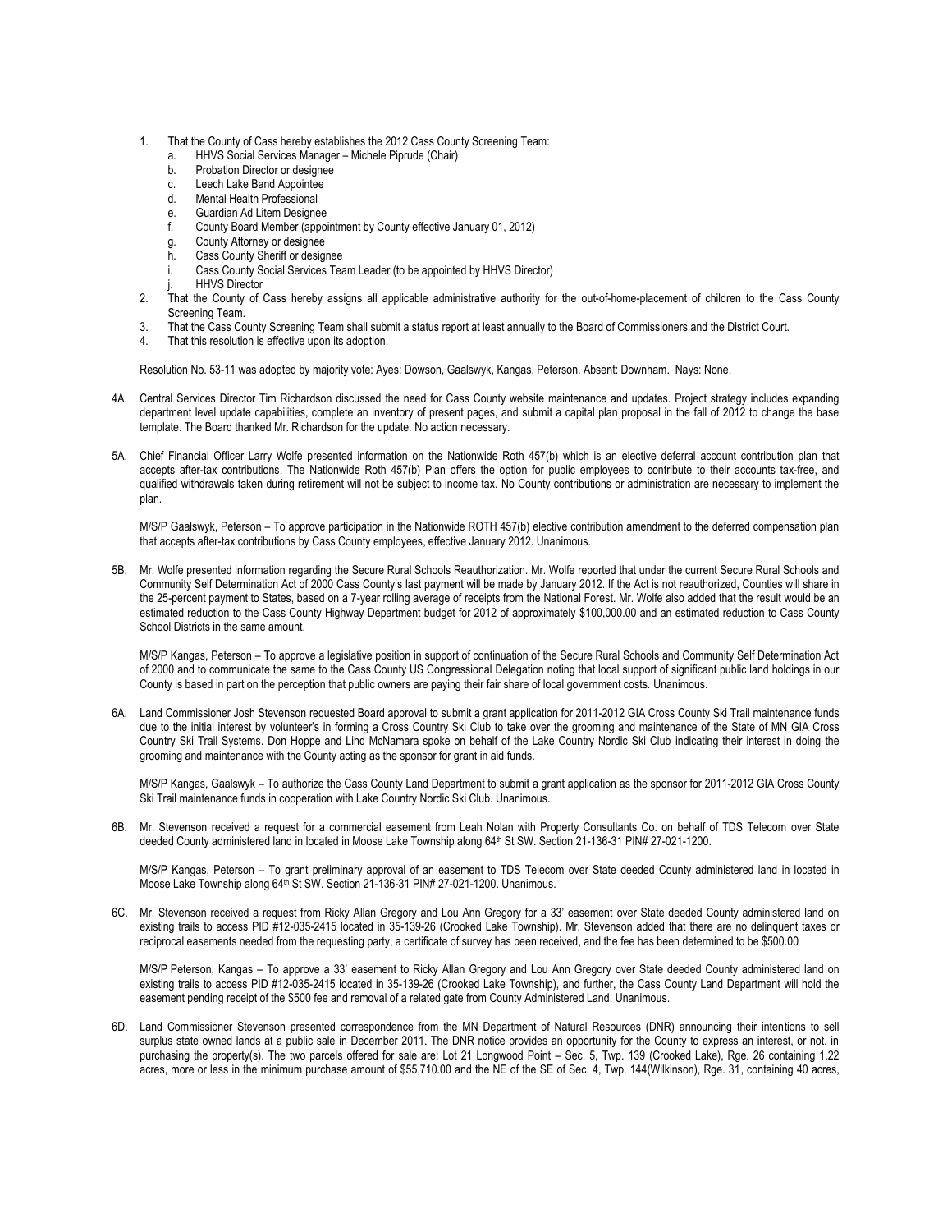1. That the County of Cass hereby establishes the 2012 Cass County Screening Team:
   a. HHVS Social Services Manager – Michele Piprude (Chair)
   b. Probation Director or designee
   c. Leech Lake Band Appointee
   d. Mental Health Professional
   e. Guardian Ad Litem Designee
   f. County Board Member (appointment by County effective January 01, 2012)
   g. County Attorney or designee
   h. Cass County Sheriff or designee
   i. Cass County Social Services Team Leader (to be appointed by HHVS Director)
   j. HHVS Director
2. That the County of Cass hereby assigns all applicable administrative authority for the out-of-home-placement of children to the Cass County Screening Team.
3. That the Cass County Screening Team shall submit a status report at least annually to the Board of Commissioners and the District Court.
4. That this resolution is effective upon its adoption.

Resolution No. 53-11 was adopted by majority vote: Ayes: Dowson, Gaalswyk, Kangas, Peterson. Absent: Downham. Nays: None.

4A. Central Services Director Tim Richardson discussed the need for Cass County website maintenance and updates. Project strategy includes expanding department level update capabilities, complete an inventory of present pages, and submit a capital plan proposal in the fall of 2012 to change the base template. The Board thanked Mr. Richardson for the update. No action necessary.

5A. Chief Financial Officer Larry Wolfe presented information on the Nationwide Roth 457(b) which is an elective deferral account contribution plan that accepts after-tax contributions. The Nationwide Roth 457(b) Plan offers the option for public employees to contribute to their accounts tax-free, and qualified withdrawals taken during retirement will not be subject to income tax. No County contributions or administration are necessary to implement the plan.

M/S/P Gaalswyk, Peterson – To approve participation in the Nationwide ROTH 457(b) elective contribution amendment to the deferred compensation plan that accepts after-tax contributions by Cass County employees, effective January 2012. Unanimous.

5B. Mr. Wolfe presented information regarding the Secure Rural Schools Reauthorization. Mr. Wolfe reported that under the current Secure Rural Schools and Community Self Determination Act of 2000 Cass County's last payment will be made by January 2012. If the Act is not reauthorized, Counties will share in the 25-percent payment to States, based on a 7-year rolling average of receipts from the National Forest. Mr. Wolfe also added that the result would be an estimated reduction to the Cass County Highway Department budget for 2012 of approximately $100,000.00 and an estimated reduction to Cass County School Districts in the same amount.

M/S/P Kangas, Peterson – To approve a legislative position in support of continuation of the Secure Rural Schools and Community Self Determination Act of 2000 and to communicate the same to the Cass County US Congressional Delegation noting that local support of significant public land holdings in our County is based in part on the perception that public owners are paying their fair share of local government costs. Unanimous.

6A. Land Commissioner Josh Stevenson requested Board approval to submit a grant application for 2011-2012 GIA Cross County Ski Trail maintenance funds due to the initial interest by volunteer's in forming a Cross Country Ski Club to take over the grooming and maintenance of the State of MN GIA Cross Country Ski Trail Systems. Don Hoppe and Lind McNamara spoke on behalf of the Lake Country Nordic Ski Club indicating their interest in doing the grooming and maintenance with the County acting as the sponsor for grant in aid funds.

M/S/P Kangas, Gaalswyk – To authorize the Cass County Land Department to submit a grant application as the sponsor for 2011-2012 GIA Cross County Ski Trail maintenance funds in cooperation with Lake Country Nordic Ski Club. Unanimous.

6B. Mr. Stevenson received a request for a commercial easement from Leah Nolan with Property Consultants Co. on behalf of TDS Telecom over State deeded County administered land in located in Moose Lake Township along 64th St SW. Section 21-136-31 PIN# 27-021-1200.

M/S/P Kangas, Peterson – To grant preliminary approval of an easement to TDS Telecom over State deeded County administered land in located in Moose Lake Township along 64th St SW. Section 21-136-31 PIN# 27-021-1200. Unanimous.

6C. Mr. Stevenson received a request from Ricky Allan Gregory and Lou Ann Gregory for a 33' easement over State deeded County administered land on existing trails to access PID #12-035-2415 located in 35-139-26 (Crooked Lake Township). Mr. Stevenson added that there are no delinquent taxes or reciprocal easements needed from the requesting party, a certificate of survey has been received, and the fee has been determined to be $500.00

M/S/P Peterson, Kangas – To approve a 33' easement to Ricky Allan Gregory and Lou Ann Gregory over State deeded County administered land on existing trails to access PID #12-035-2415 located in 35-139-26 (Crooked Lake Township), and further, the Cass County Land Department will hold the easement pending receipt of the $500 fee and removal of a related gate from County Administered Land. Unanimous.

6D. Land Commissioner Stevenson presented correspondence from the MN Department of Natural Resources (DNR) announcing their intentions to sell surplus state owned lands at a public sale in December 2011. The DNR notice provides an opportunity for the County to express an interest, or not, in purchasing the property(s). The two parcels offered for sale are: Lot 21 Longwood Point – Sec. 5, Twp. 139 (Crooked Lake), Rge. 26 containing 1.22 acres, more or less in the minimum purchase amount of $55,710.00 and the NE of the SE of Sec. 4, Twp. 144(Wilkinson), Rge. 31, containing 40 acres,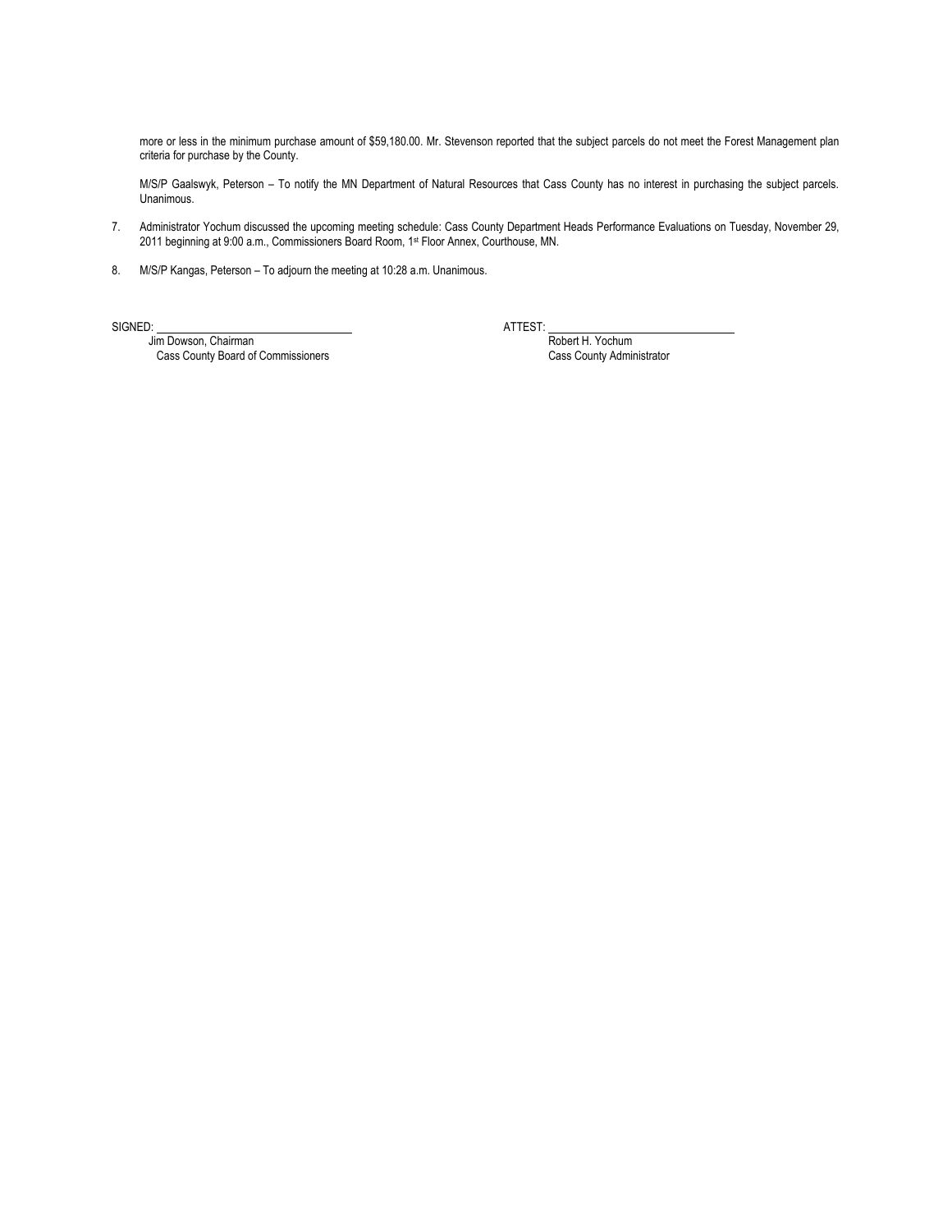more or less in the minimum purchase amount of $59,180.00. Mr. Stevenson reported that the subject parcels do not meet the Forest Management plan criteria for purchase by the County.

M/S/P Gaalswyk, Peterson – To notify the MN Department of Natural Resources that Cass County has no interest in purchasing the subject parcels. Unanimous.

7. Administrator Yochum discussed the upcoming meeting schedule: Cass County Department Heads Performance Evaluations on Tuesday, November 29, 2011 beginning at 9:00 a.m., Commissioners Board Room, 1st Floor Annex, Courthouse, MN.

8. M/S/P Kangas, Peterson – To adjourn the meeting at 10:28 a.m. Unanimous.

SIGNED: ______________________________
Jim Dowson, Chairman
Cass County Board of Commissioners

ATTEST: ______________________________
Robert H. Yochum
Cass County Administrator